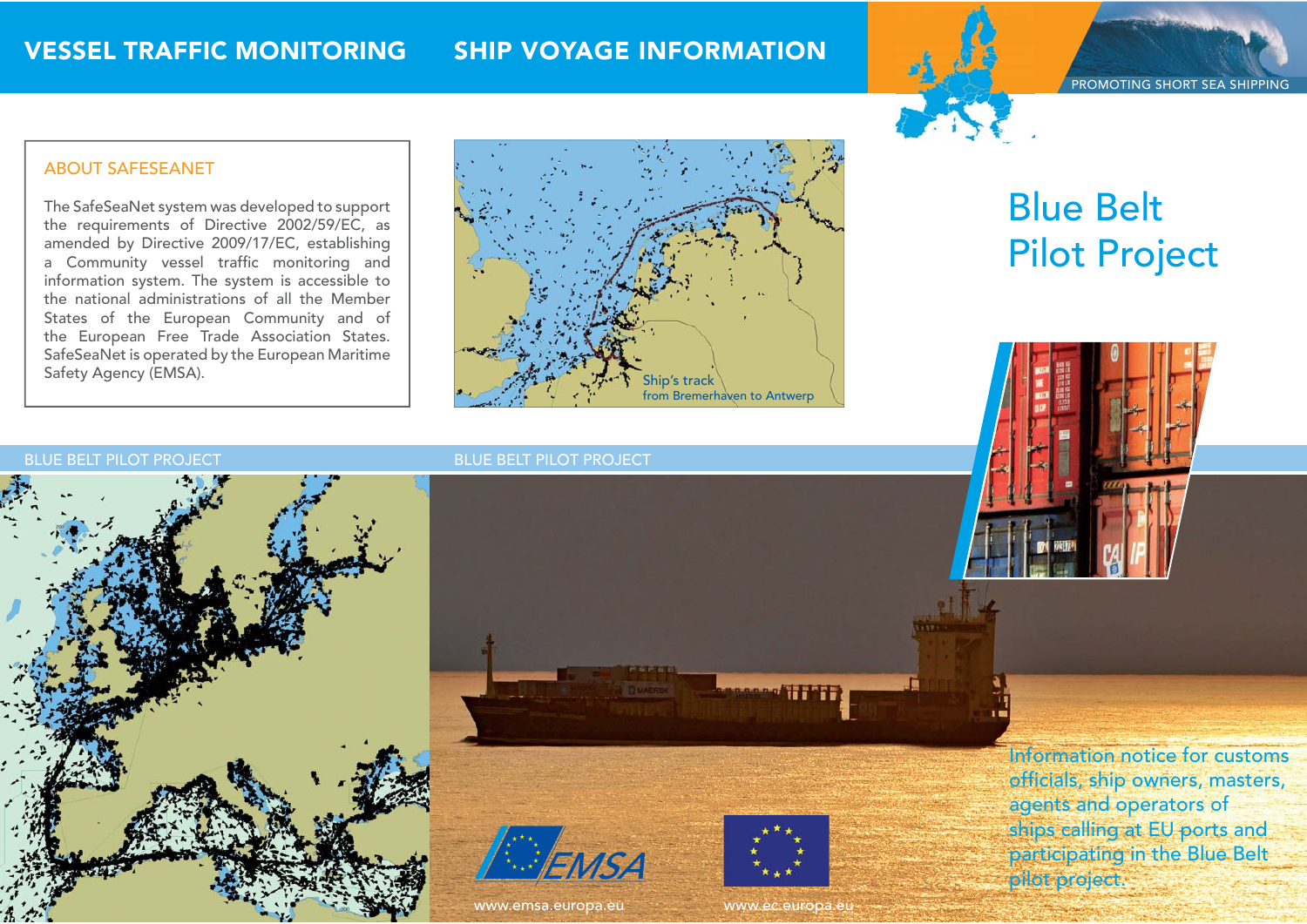VESSEL TRAFFIC MONITORING

SHIP VOYAGE INFORMATION

PROMOTING SHORT SEA SHIPPING

## ABOUT SAFESEANET

The SafeSeaNet system was developed to support the requirements of Directive 2002/59/EC, as amended by Directive 2009/17/EC, establishing a Community vessel traffic monitoring and information system. The system is accessible to the national administrations of all the Member States of the European Community and of the European Free Trade Association States. SafeSeaNet is operated by the European Maritime Safety Agency (EMSA).

Ship's track from Bremerhaven to Antwerp

# Blue Belt Pilot Project

BLUE BELT PILOT PROJECT

BLUE BELT PILOT PROJECT

Information notice for customs officials, ship owners, masters, agents and operators of ships calling at EU ports and participating in the Blue Belt pilot project.

EMSA

www.emsa.europa.eu

www.ec.europa.eu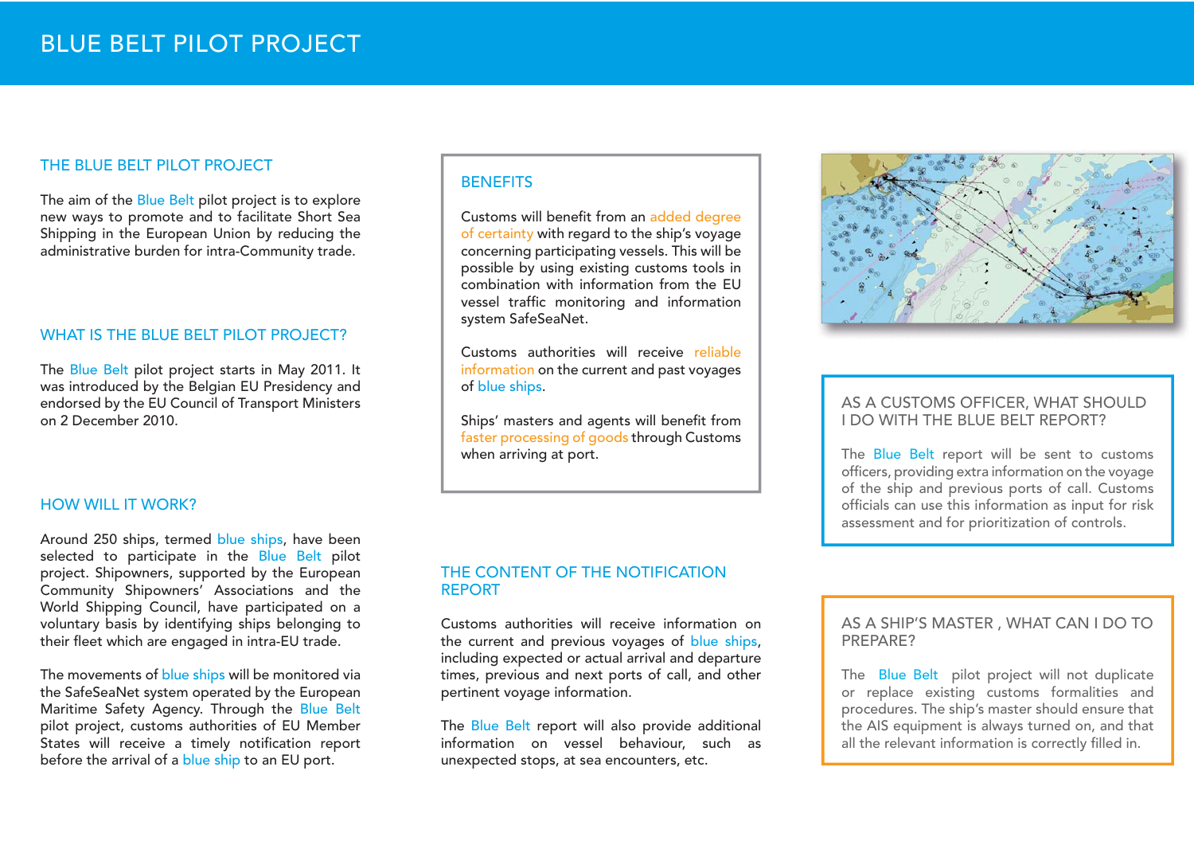# BLUE BELT PILOT PROJECT

## THE BLUE BELT PILOT PROJECT

The aim of the Blue Belt pilot project is to explore new ways to promote and to facilitate Short Sea Shipping in the European Union by reducing the administrative burden for intra-Community trade.

## WHAT IS THE BLUE BELT PILOT PROJECT?

The Blue Belt pilot project starts in May 2011. It was introduced by the Belgian EU Presidency and endorsed by the EU Council of Transport Ministers on 2 December 2010.

## HOW WILL IT WORK?

Around 250 ships, termed blue ships, have been selected to participate in the Blue Belt pilot project. Shipowners, supported by the European Community Shipowners' Associations and the World Shipping Council, have participated on a voluntary basis by identifying ships belonging to their fleet which are engaged in intra-EU trade.

The movements of blue ships will be monitored via the SafeSeaNet system operated by the European Maritime Safety Agency. Through the Blue Belt pilot project, customs authorities of EU Member States will receive a timely notification report before the arrival of a blue ship to an EU port.

## BENEFITS

Customs will benefit from an added degree of certainty with regard to the ship's voyage concerning participating vessels. This will be possible by using existing customs tools in combination with information from the EU vessel traffic monitoring and information system SafeSeaNet.

Customs authorities will receive reliable information on the current and past voyages of blue ships.

Ships' masters and agents will benefit from faster processing of goods through Customs when arriving at port.

## THE CONTENT OF THE NOTIFICATION REPORT

Customs authorities will receive information on the current and previous voyages of blue ships, including expected or actual arrival and departure times, previous and next ports of call, and other pertinent voyage information.

The Blue Belt report will also provide additional information on vessel behaviour, such as unexpected stops, at sea encounters, etc.

## AS A CUSTOMS OFFICER, WHAT SHOULD I DO WITH THE BLUE BELT REPORT?

The Blue Belt report will be sent to customs officers, providing extra information on the voyage of the ship and previous ports of call. Customs officials can use this information as input for risk assessment and for prioritization of controls.

## AS A SHIP'S MASTER , WHAT CAN I DO TO PREPARE?

The Blue Belt pilot project will not duplicate or replace existing customs formalities and procedures. The ship's master should ensure that the AIS equipment is always turned on, and that all the relevant information is correctly filled in.